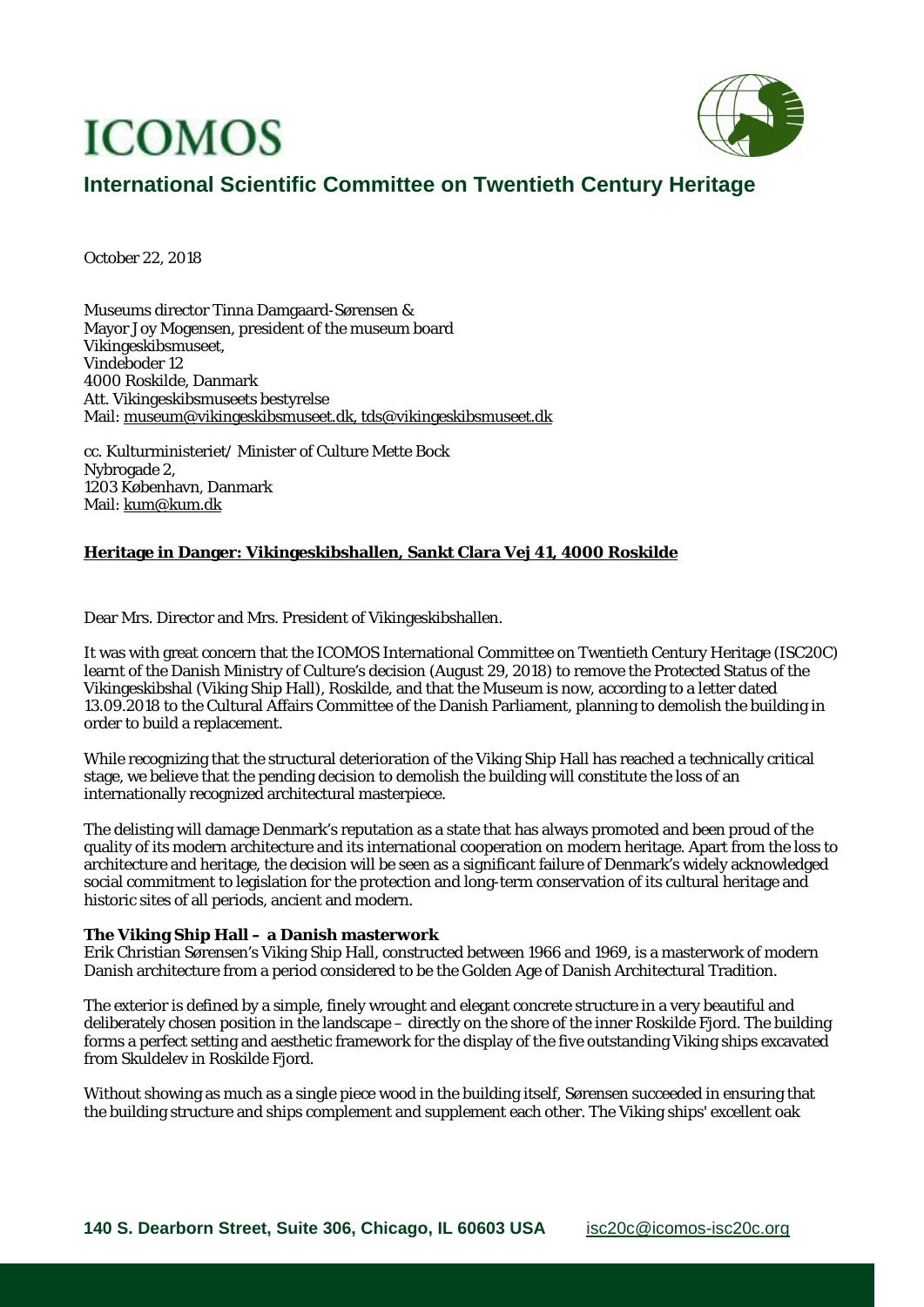# ICOMOS

## International Scientific Committee on Twentieth Century Heritage

October 22, 2018

Museums director Tinna Damgaard-Sørensen &
Mayor Joy Mogensen, president of the museum board
Vikingeskibsmuseet,
Vindeboder 12
4000 Roskilde, Danmark
Att. Vikingeskibsmuseets bestyrelse
Mail: museum@vikingeskibsmuseet.dk, tds@vikingeskibsmuseet.dk

cc. Kulturministeriet/ Minister of Culture Mette Bock
Nybrogade 2,
1203 København, Danmark
Mail: kum@kum.dk

**Heritage in Danger: Vikingeskibshallen, Sankt Clara Vej 41, 4000 Roskilde**

Dear Mrs. Director and Mrs. President of Vikingeskibshallen.

It was with great concern that the ICOMOS International Committee on Twentieth Century Heritage (ISC20C) learnt of the Danish Ministry of Culture's decision (August 29, 2018) to remove the Protected Status of the Vikingeskibshal (Viking Ship Hall), Roskilde, and that the Museum is now, according to a letter dated 13.09.2018 to the Cultural Affairs Committee of the Danish Parliament, planning to demolish the building in order to build a replacement.

While recognizing that the structural deterioration of the Viking Ship Hall has reached a technically critical stage, we believe that the pending decision to demolish the building will constitute the loss of an internationally recognized architectural masterpiece.

The delisting will damage Denmark's reputation as a state that has always promoted and been proud of the quality of its modern architecture and its international cooperation on modern heritage. Apart from the loss to architecture and heritage, the decision will be seen as a significant failure of Denmark's widely acknowledged social commitment to legislation for the protection and long-term conservation of its cultural heritage and historic sites of all periods, ancient and modern.

**The Viking Ship Hall – a Danish masterwork**

Erik Christian Sørensen's Viking Ship Hall, constructed between 1966 and 1969, is a masterwork of modern Danish architecture from a period considered to be the Golden Age of Danish Architectural Tradition.

The exterior is defined by a simple, finely wrought and elegant concrete structure in a very beautiful and deliberately chosen position in the landscape – directly on the shore of the inner Roskilde Fjord. The building forms a perfect setting and aesthetic framework for the display of the five outstanding Viking ships excavated from Skuldelev in Roskilde Fjord.

Without showing as much as a single piece wood in the building itself, Sørensen succeeded in ensuring that the building structure and ships complement and supplement each other. The Viking ships' excellent oak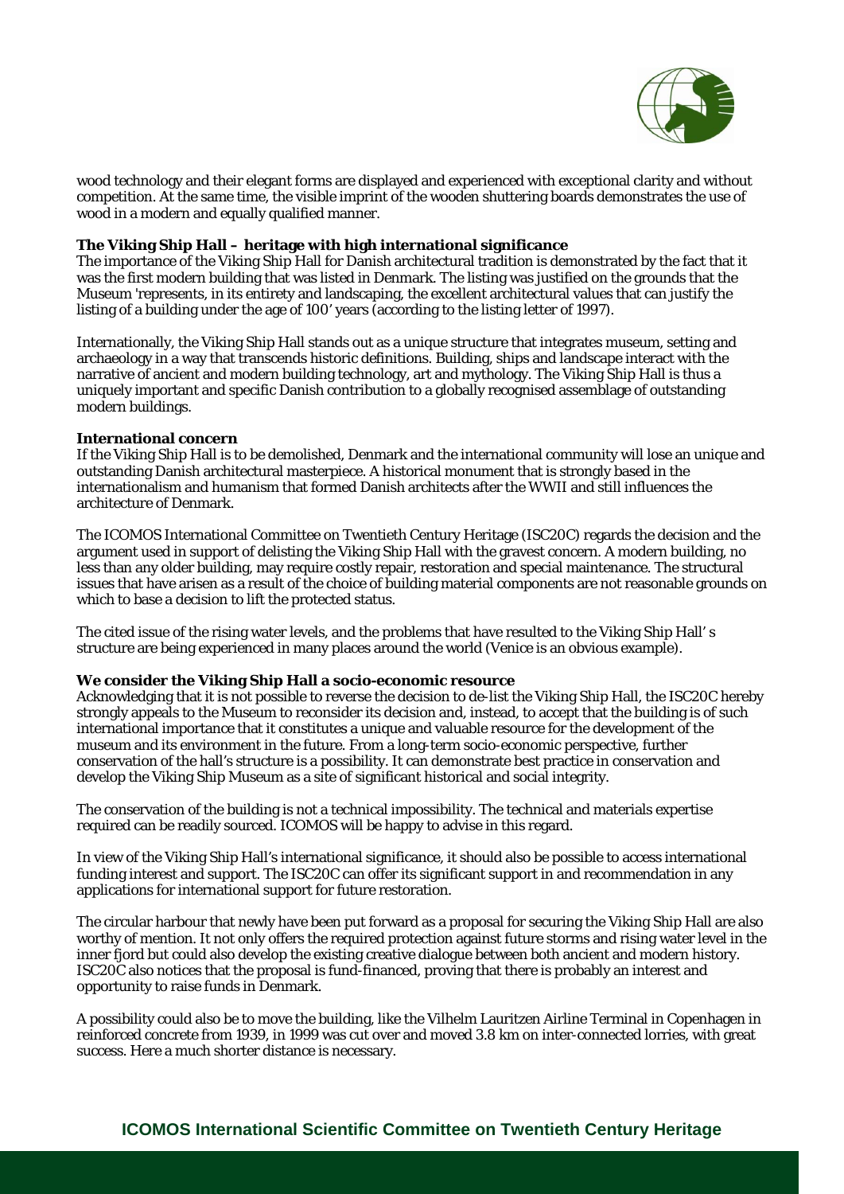wood technology and their elegant forms are displayed and experienced with exceptional clarity and without competition. At the same time, the visible imprint of the wooden shuttering boards demonstrates the use of wood in a modern and equally qualified manner.

**The Viking Ship Hall – heritage with high international significance**

The importance of the Viking Ship Hall for Danish architectural tradition is demonstrated by the fact that it was the first modern building that was listed in Denmark. The listing was justified on the grounds that the Museum 'represents, in its entirety and landscaping, the excellent architectural values that can justify the listing of a building under the age of 100' years (according to the listing letter of 1997).

Internationally, the Viking Ship Hall stands out as a unique structure that integrates museum, setting and archaeology in a way that transcends historic definitions. Building, ships and landscape interact with the narrative of ancient and modern building technology, art and mythology. The Viking Ship Hall is thus a uniquely important and specific Danish contribution to a globally recognised assemblage of outstanding modern buildings.

**International concern**

If the Viking Ship Hall is to be demolished, Denmark and the international community will lose an unique and outstanding Danish architectural masterpiece. A historical monument that is strongly based in the internationalism and humanism that formed Danish architects after the WWII and still influences the architecture of Denmark.

The ICOMOS International Committee on Twentieth Century Heritage (ISC20C) regards the decision and the argument used in support of delisting the Viking Ship Hall with the gravest concern. A modern building, no less than any older building, may require costly repair, restoration and special maintenance. The structural issues that have arisen as a result of the choice of building material components are not reasonable grounds on which to base a decision to lift the protected status.

The cited issue of the rising water levels, and the problems that have resulted to the Viking Ship Hall' s structure are being experienced in many places around the world (Venice is an obvious example).

**We consider the Viking Ship Hall a socio-economic resource**

Acknowledging that it is not possible to reverse the decision to de-list the Viking Ship Hall, the ISC20C hereby strongly appeals to the Museum to reconsider its decision and, instead, to accept that the building is of such international importance that it constitutes a unique and valuable resource for the development of the museum and its environment in the future. From a long-term socio-economic perspective, further conservation of the hall's structure is a possibility. It can demonstrate best practice in conservation and develop the Viking Ship Museum as a site of significant historical and social integrity.

The conservation of the building is not a technical impossibility. The technical and materials expertise required can be readily sourced. ICOMOS will be happy to advise in this regard.

In view of the Viking Ship Hall's international significance, it should also be possible to access international funding interest and support. The ISC20C can offer its significant support in and recommendation in any applications for international support for future restoration.

The circular harbour that newly have been put forward as a proposal for securing the Viking Ship Hall are also worthy of mention. It not only offers the required protection against future storms and rising water level in the inner fjord but could also develop the existing creative dialogue between both ancient and modern history. ISC20C also notices that the proposal is fund-financed, proving that there is probably an interest and opportunity to raise funds in Denmark.

A possibility could also be to move the building, like the Vilhelm Lauritzen Airline Terminal in Copenhagen in reinforced concrete from 1939, in 1999 was cut over and moved 3.8 km on inter-connected lorries, with great success. Here a much shorter distance is necessary.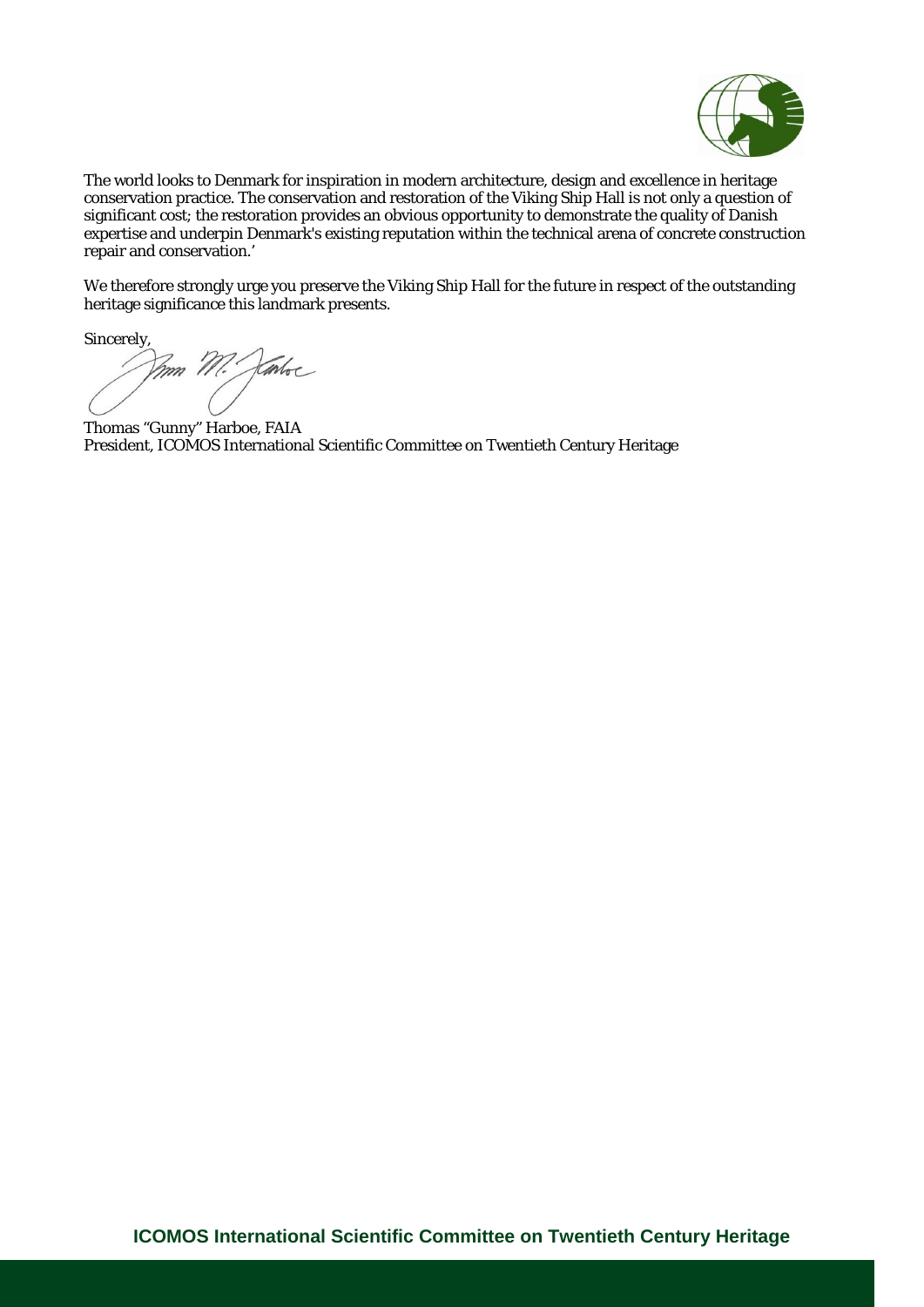The world looks to Denmark for inspiration in modern architecture, design and excellence in heritage conservation practice. The conservation and restoration of the Viking Ship Hall is not only a question of significant cost; the restoration provides an obvious opportunity to demonstrate the quality of Danish expertise and underpin Denmark's existing reputation within the technical arena of concrete construction repair and conservation.'

We therefore strongly urge you preserve the Viking Ship Hall for the future in respect of the outstanding heritage significance this landmark presents.

Sincerely,

Thomas "Gunny" Harboe, FAIA
President, ICOMOS International Scientific Committee on Twentieth Century Heritage